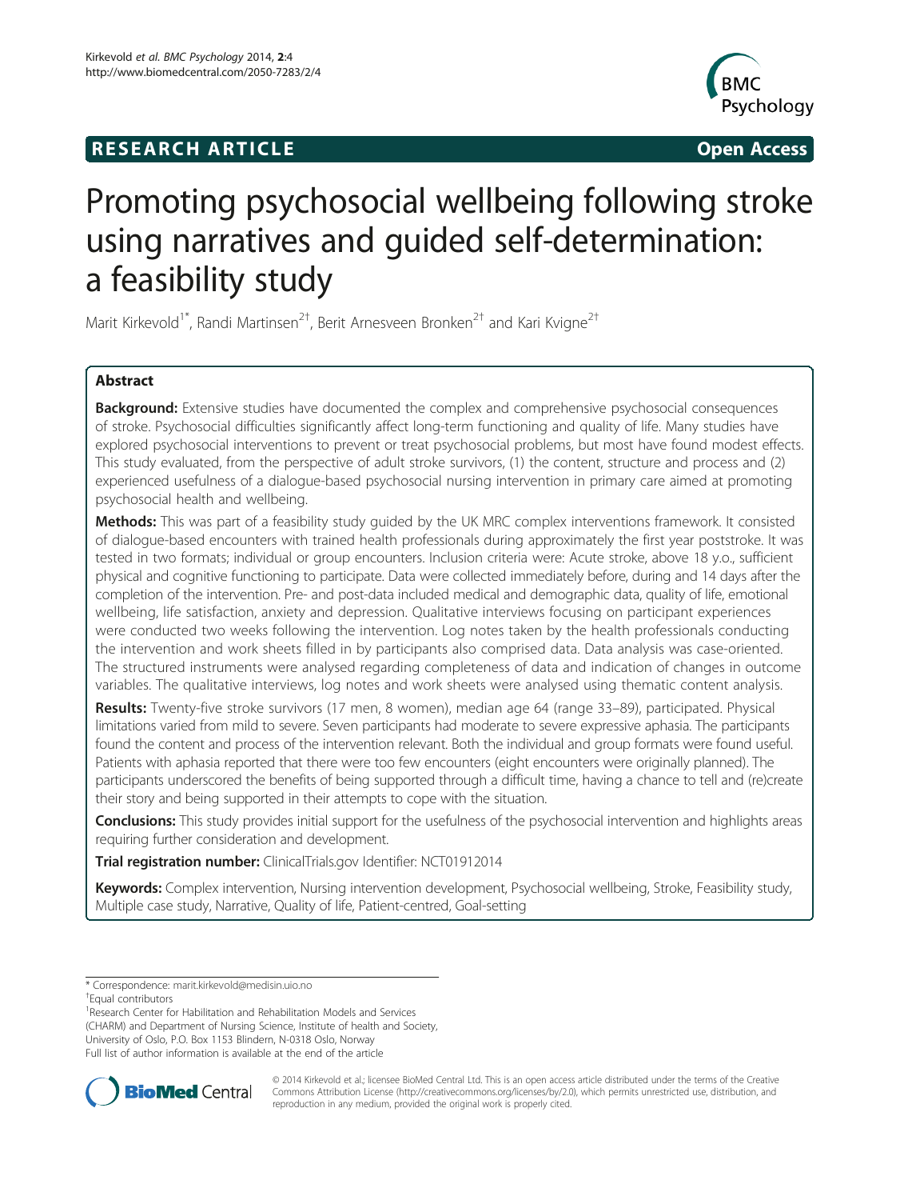**RESEARCH ARTICLE** **Open Access**

# Promoting psychosocial wellbeing following stroke using narratives and guided self-determination: a feasibility study

Marit Kirkevold[1*], Randi Martinsen[2†], Berit Arnesveen Bronken[2†] and Kari Kvigne[2†]

## Abstract

**Background:** Extensive studies have documented the complex and comprehensive psychosocial consequences of stroke. Psychosocial difficulties significantly affect long-term functioning and quality of life. Many studies have explored psychosocial interventions to prevent or treat psychosocial problems, but most have found modest effects. This study evaluated, from the perspective of adult stroke survivors, (1) the content, structure and process and (2) experienced usefulness of a dialogue-based psychosocial nursing intervention in primary care aimed at promoting psychosocial health and wellbeing.

**Methods:** This was part of a feasibility study guided by the UK MRC complex interventions framework. It consisted of dialogue-based encounters with trained health professionals during approximately the first year poststroke. It was tested in two formats; individual or group encounters. Inclusion criteria were: Acute stroke, above 18 y.o., sufficient physical and cognitive functioning to participate. Data were collected immediately before, during and 14 days after the completion of the intervention. Pre- and post-data included medical and demographic data, quality of life, emotional wellbeing, life satisfaction, anxiety and depression. Qualitative interviews focusing on participant experiences were conducted two weeks following the intervention. Log notes taken by the health professionals conducting the intervention and work sheets filled in by participants also comprised data. Data analysis was case-oriented. The structured instruments were analysed regarding completeness of data and indication of changes in outcome variables. The qualitative interviews, log notes and work sheets were analysed using thematic content analysis.

**Results:** Twenty-five stroke survivors (17 men, 8 women), median age 64 (range 33–89), participated. Physical limitations varied from mild to severe. Seven participants had moderate to severe expressive aphasia. The participants found the content and process of the intervention relevant. Both the individual and group formats were found useful. Patients with aphasia reported that there were too few encounters (eight encounters were originally planned). The participants underscored the benefits of being supported through a difficult time, having a chance to tell and (re)create their story and being supported in their attempts to cope with the situation.

**Conclusions:** This study provides initial support for the usefulness of the psychosocial intervention and highlights areas requiring further consideration and development.

**Trial registration number:** ClinicalTrials.gov Identifier: NCT01912014

**Keywords:** Complex intervention, Nursing intervention development, Psychosocial wellbeing, Stroke, Feasibility study, Multiple case study, Narrative, Quality of life, Patient-centred, Goal-setting

---

\* Correspondence: marit.kirkevold@medisin.uio.no

†Equal contributors

[1]Research Center for Habilitation and Rehabilitation Models and Services (CHARM) and Department of Nursing Science, Institute of health and Society, University of Oslo, P.O. Box 1153 Blindern, N-0318 Oslo, Norway

Full list of author information is available at the end of the article

© 2014 Kirkevold et al.; licensee BioMed Central Ltd. This is an open access article distributed under the terms of the Creative Commons Attribution License (http://creativecommons.org/licenses/by/2.0), which permits unrestricted use, distribution, and reproduction in any medium, provided the original work is properly cited.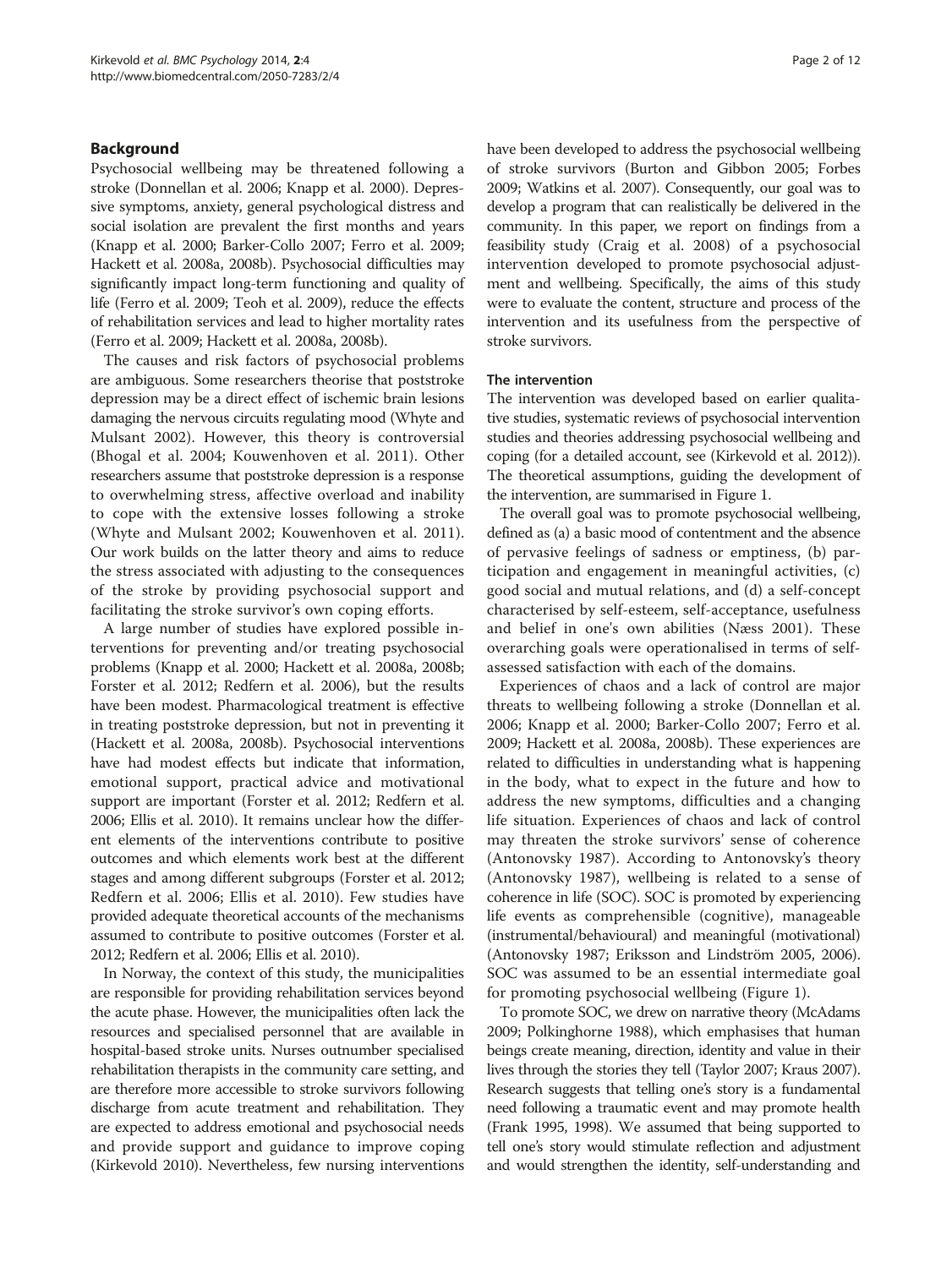## Background

Psychosocial wellbeing may be threatened following a stroke (Donnellan et al. 2006; Knapp et al. 2000). Depressive symptoms, anxiety, general psychological distress and social isolation are prevalent the first months and years (Knapp et al. 2000; Barker-Collo 2007; Ferro et al. 2009; Hackett et al. 2008a, 2008b). Psychosocial difficulties may significantly impact long-term functioning and quality of life (Ferro et al. 2009; Teoh et al. 2009), reduce the effects of rehabilitation services and lead to higher mortality rates (Ferro et al. 2009; Hackett et al. 2008a, 2008b).

The causes and risk factors of psychosocial problems are ambiguous. Some researchers theorise that poststroke depression may be a direct effect of ischemic brain lesions damaging the nervous circuits regulating mood (Whyte and Mulsant 2002). However, this theory is controversial (Bhogal et al. 2004; Kouwenhoven et al. 2011). Other researchers assume that poststroke depression is a response to overwhelming stress, affective overload and inability to cope with the extensive losses following a stroke (Whyte and Mulsant 2002; Kouwenhoven et al. 2011). Our work builds on the latter theory and aims to reduce the stress associated with adjusting to the consequences of the stroke by providing psychosocial support and facilitating the stroke survivor's own coping efforts.

A large number of studies have explored possible interventions for preventing and/or treating psychosocial problems (Knapp et al. 2000; Hackett et al. 2008a, 2008b; Forster et al. 2012; Redfern et al. 2006), but the results have been modest. Pharmacological treatment is effective in treating poststroke depression, but not in preventing it (Hackett et al. 2008a, 2008b). Psychosocial interventions have had modest effects but indicate that information, emotional support, practical advice and motivational support are important (Forster et al. 2012; Redfern et al. 2006; Ellis et al. 2010). It remains unclear how the different elements of the interventions contribute to positive outcomes and which elements work best at the different stages and among different subgroups (Forster et al. 2012; Redfern et al. 2006; Ellis et al. 2010). Few studies have provided adequate theoretical accounts of the mechanisms assumed to contribute to positive outcomes (Forster et al. 2012; Redfern et al. 2006; Ellis et al. 2010).

In Norway, the context of this study, the municipalities are responsible for providing rehabilitation services beyond the acute phase. However, the municipalities often lack the resources and specialised personnel that are available in hospital-based stroke units. Nurses outnumber specialised rehabilitation therapists in the community care setting, and are therefore more accessible to stroke survivors following discharge from acute treatment and rehabilitation. They are expected to address emotional and psychosocial needs and provide support and guidance to improve coping (Kirkevold 2010). Nevertheless, few nursing interventions have been developed to address the psychosocial wellbeing of stroke survivors (Burton and Gibbon 2005; Forbes 2009; Watkins et al. 2007). Consequently, our goal was to develop a program that can realistically be delivered in the community. In this paper, we report on findings from a feasibility study (Craig et al. 2008) of a psychosocial intervention developed to promote psychosocial adjustment and wellbeing. Specifically, the aims of this study were to evaluate the content, structure and process of the intervention and its usefulness from the perspective of stroke survivors.

### The intervention

The intervention was developed based on earlier qualitative studies, systematic reviews of psychosocial intervention studies and theories addressing psychosocial wellbeing and coping (for a detailed account, see (Kirkevold et al. 2012)). The theoretical assumptions, guiding the development of the intervention, are summarised in Figure 1.

The overall goal was to promote psychosocial wellbeing, defined as (a) a basic mood of contentment and the absence of pervasive feelings of sadness or emptiness, (b) participation and engagement in meaningful activities, (c) good social and mutual relations, and (d) a self-concept characterised by self-esteem, self-acceptance, usefulness and belief in one's own abilities (Næss 2001). These overarching goals were operationalised in terms of self-assessed satisfaction with each of the domains.

Experiences of chaos and a lack of control are major threats to wellbeing following a stroke (Donnellan et al. 2006; Knapp et al. 2000; Barker-Collo 2007; Ferro et al. 2009; Hackett et al. 2008a, 2008b). These experiences are related to difficulties in understanding what is happening in the body, what to expect in the future and how to address the new symptoms, difficulties and a changing life situation. Experiences of chaos and lack of control may threaten the stroke survivors' sense of coherence (Antonovsky 1987). According to Antonovsky's theory (Antonovsky 1987), wellbeing is related to a sense of coherence in life (SOC). SOC is promoted by experiencing life events as comprehensible (cognitive), manageable (instrumental/behavioural) and meaningful (motivational) (Antonovsky 1987; Eriksson and Lindström 2005, 2006). SOC was assumed to be an essential intermediate goal for promoting psychosocial wellbeing (Figure 1).

To promote SOC, we drew on narrative theory (McAdams 2009; Polkinghorne 1988), which emphasises that human beings create meaning, direction, identity and value in their lives through the stories they tell (Taylor 2007; Kraus 2007). Research suggests that telling one's story is a fundamental need following a traumatic event and may promote health (Frank 1995, 1998). We assumed that being supported to tell one's story would stimulate reflection and adjustment and would strengthen the identity, self-understanding and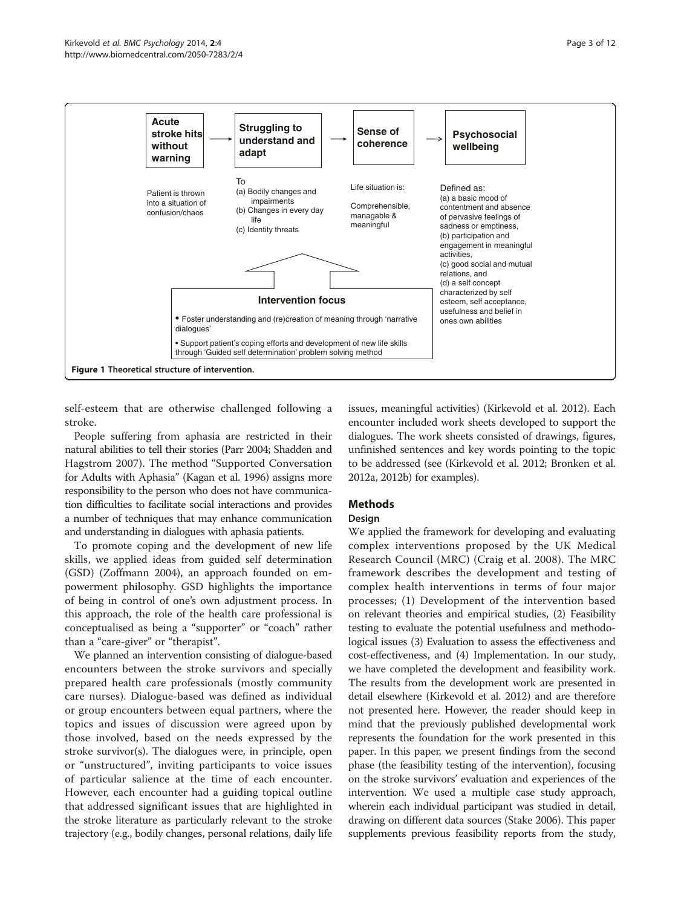**Acute stroke hits without warning** → **Struggling to understand and adapt** → **Sense of coherence** → **Psychosocial wellbeing**

Patient is thrown into a situation of confusion/chaos

To
(a) Bodily changes and impairments
(b) Changes in every day life
(c) Identity threats

Life situation is:

Comprehensible, managable & meaningful

Defined as:
(a) a basic mood of contentment and absence of pervasive feelings of sadness or emptiness,
(b) participation and engagement in meaningful activities,
(c) good social and mutual relations, and
(d) a self concept characterized by self esteem, self acceptance, usefulness and belief in ones own abilities

**Intervention focus**

- Foster understanding and (re)creation of meaning through 'narrative dialogues'
- Support patient's coping efforts and development of new life skills through 'Guided self determination' problem solving method

**Figure 1 Theoretical structure of intervention.**

self-esteem that are otherwise challenged following a stroke.

People suffering from aphasia are restricted in their natural abilities to tell their stories (Parr 2004; Shadden and Hagstrom 2007). The method "Supported Conversation for Adults with Aphasia" (Kagan et al. 1996) assigns more responsibility to the person who does not have communication difficulties to facilitate social interactions and provides a number of techniques that may enhance communication and understanding in dialogues with aphasia patients.

To promote coping and the development of new life skills, we applied ideas from guided self determination (GSD) (Zoffmann 2004), an approach founded on empowerment philosophy. GSD highlights the importance of being in control of one's own adjustment process. In this approach, the role of the health care professional is conceptualised as being a "supporter" or "coach" rather than a "care-giver" or "therapist".

We planned an intervention consisting of dialogue-based encounters between the stroke survivors and specially prepared health care professionals (mostly community care nurses). Dialogue-based was defined as individual or group encounters between equal partners, where the topics and issues of discussion were agreed upon by those involved, based on the needs expressed by the stroke survivor(s). The dialogues were, in principle, open or "unstructured", inviting participants to voice issues of particular salience at the time of each encounter. However, each encounter had a guiding topical outline that addressed significant issues that are highlighted in the stroke literature as particularly relevant to the stroke trajectory (e.g., bodily changes, personal relations, daily life issues, meaningful activities) (Kirkevold et al. 2012). Each encounter included work sheets developed to support the dialogues. The work sheets consisted of drawings, figures, unfinished sentences and key words pointing to the topic to be addressed (see (Kirkevold et al. 2012; Bronken et al. 2012a, 2012b) for examples).

## Methods

### Design

We applied the framework for developing and evaluating complex interventions proposed by the UK Medical Research Council (MRC) (Craig et al. 2008). The MRC framework describes the development and testing of complex health interventions in terms of four major processes; (1) Development of the intervention based on relevant theories and empirical studies, (2) Feasibility testing to evaluate the potential usefulness and methodological issues (3) Evaluation to assess the effectiveness and cost-effectiveness, and (4) Implementation. In our study, we have completed the development and feasibility work. The results from the development work are presented in detail elsewhere (Kirkevold et al. 2012) and are therefore not presented here. However, the reader should keep in mind that the previously published developmental work represents the foundation for the work presented in this paper. In this paper, we present findings from the second phase (the feasibility testing of the intervention), focusing on the stroke survivors' evaluation and experiences of the intervention. We used a multiple case study approach, wherein each individual participant was studied in detail, drawing on different data sources (Stake 2006). This paper supplements previous feasibility reports from the study,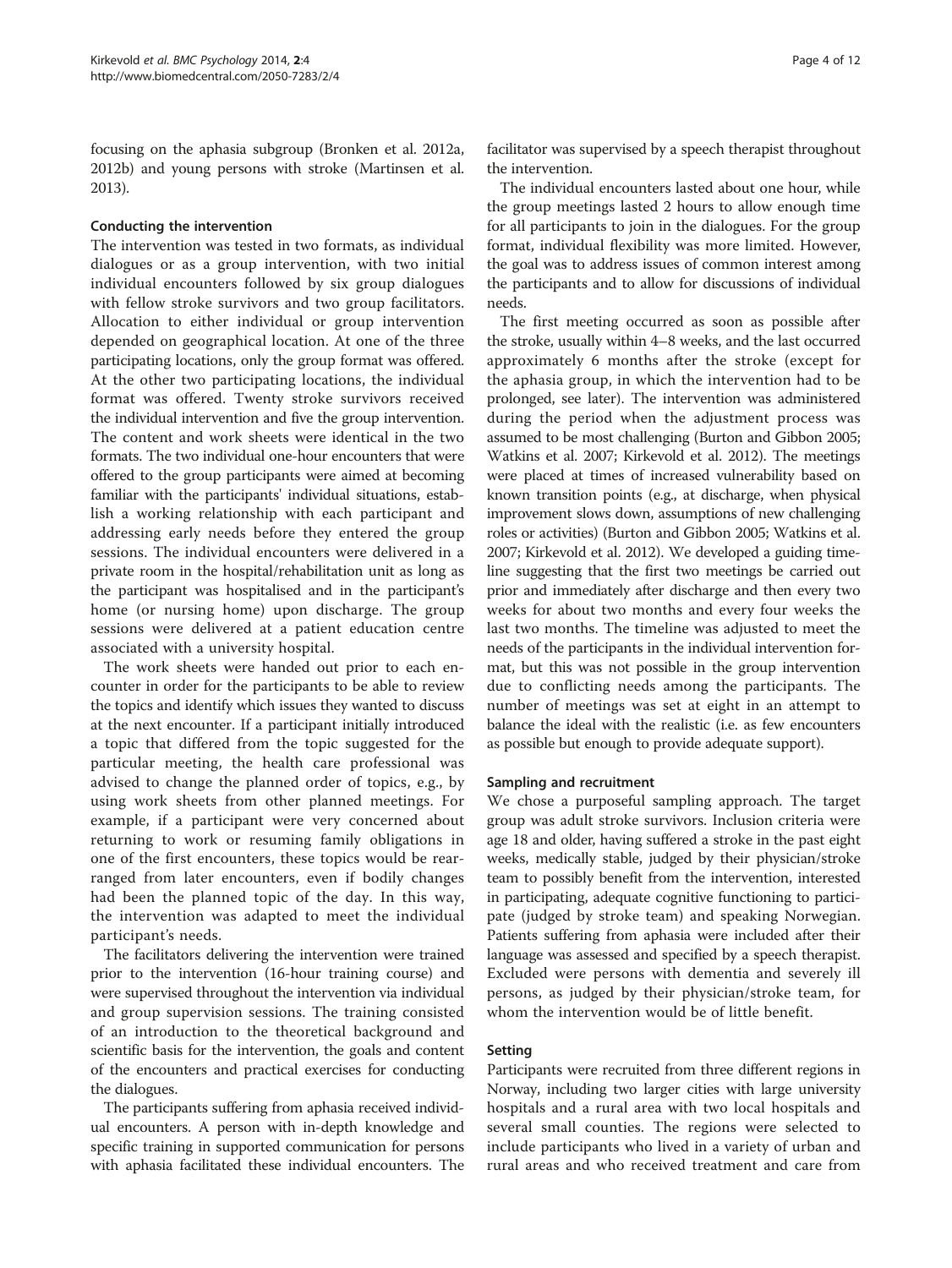focusing on the aphasia subgroup (Bronken et al. 2012a, 2012b) and young persons with stroke (Martinsen et al. 2013).

### Conducting the intervention

The intervention was tested in two formats, as individual dialogues or as a group intervention, with two initial individual encounters followed by six group dialogues with fellow stroke survivors and two group facilitators. Allocation to either individual or group intervention depended on geographical location. At one of the three participating locations, only the group format was offered. At the other two participating locations, the individual format was offered. Twenty stroke survivors received the individual intervention and five the group intervention. The content and work sheets were identical in the two formats. The two individual one-hour encounters that were offered to the group participants were aimed at becoming familiar with the participants' individual situations, establish a working relationship with each participant and addressing early needs before they entered the group sessions. The individual encounters were delivered in a private room in the hospital/rehabilitation unit as long as the participant was hospitalised and in the participant's home (or nursing home) upon discharge. The group sessions were delivered at a patient education centre associated with a university hospital.

The work sheets were handed out prior to each encounter in order for the participants to be able to review the topics and identify which issues they wanted to discuss at the next encounter. If a participant initially introduced a topic that differed from the topic suggested for the particular meeting, the health care professional was advised to change the planned order of topics, e.g., by using work sheets from other planned meetings. For example, if a participant were very concerned about returning to work or resuming family obligations in one of the first encounters, these topics would be rearranged from later encounters, even if bodily changes had been the planned topic of the day. In this way, the intervention was adapted to meet the individual participant's needs.

The facilitators delivering the intervention were trained prior to the intervention (16-hour training course) and were supervised throughout the intervention via individual and group supervision sessions. The training consisted of an introduction to the theoretical background and scientific basis for the intervention, the goals and content of the encounters and practical exercises for conducting the dialogues.

The participants suffering from aphasia received individual encounters. A person with in-depth knowledge and specific training in supported communication for persons with aphasia facilitated these individual encounters. The facilitator was supervised by a speech therapist throughout the intervention.

The individual encounters lasted about one hour, while the group meetings lasted 2 hours to allow enough time for all participants to join in the dialogues. For the group format, individual flexibility was more limited. However, the goal was to address issues of common interest among the participants and to allow for discussions of individual needs.

The first meeting occurred as soon as possible after the stroke, usually within 4–8 weeks, and the last occurred approximately 6 months after the stroke (except for the aphasia group, in which the intervention had to be prolonged, see later). The intervention was administered during the period when the adjustment process was assumed to be most challenging (Burton and Gibbon 2005; Watkins et al. 2007; Kirkevold et al. 2012). The meetings were placed at times of increased vulnerability based on known transition points (e.g., at discharge, when physical improvement slows down, assumptions of new challenging roles or activities) (Burton and Gibbon 2005; Watkins et al. 2007; Kirkevold et al. 2012). We developed a guiding timeline suggesting that the first two meetings be carried out prior and immediately after discharge and then every two weeks for about two months and every four weeks the last two months. The timeline was adjusted to meet the needs of the participants in the individual intervention format, but this was not possible in the group intervention due to conflicting needs among the participants. The number of meetings was set at eight in an attempt to balance the ideal with the realistic (i.e. as few encounters as possible but enough to provide adequate support).

### Sampling and recruitment

We chose a purposeful sampling approach. The target group was adult stroke survivors. Inclusion criteria were age 18 and older, having suffered a stroke in the past eight weeks, medically stable, judged by their physician/stroke team to possibly benefit from the intervention, interested in participating, adequate cognitive functioning to participate (judged by stroke team) and speaking Norwegian. Patients suffering from aphasia were included after their language was assessed and specified by a speech therapist. Excluded were persons with dementia and severely ill persons, as judged by their physician/stroke team, for whom the intervention would be of little benefit.

### Setting

Participants were recruited from three different regions in Norway, including two larger cities with large university hospitals and a rural area with two local hospitals and several small counties. The regions were selected to include participants who lived in a variety of urban and rural areas and who received treatment and care from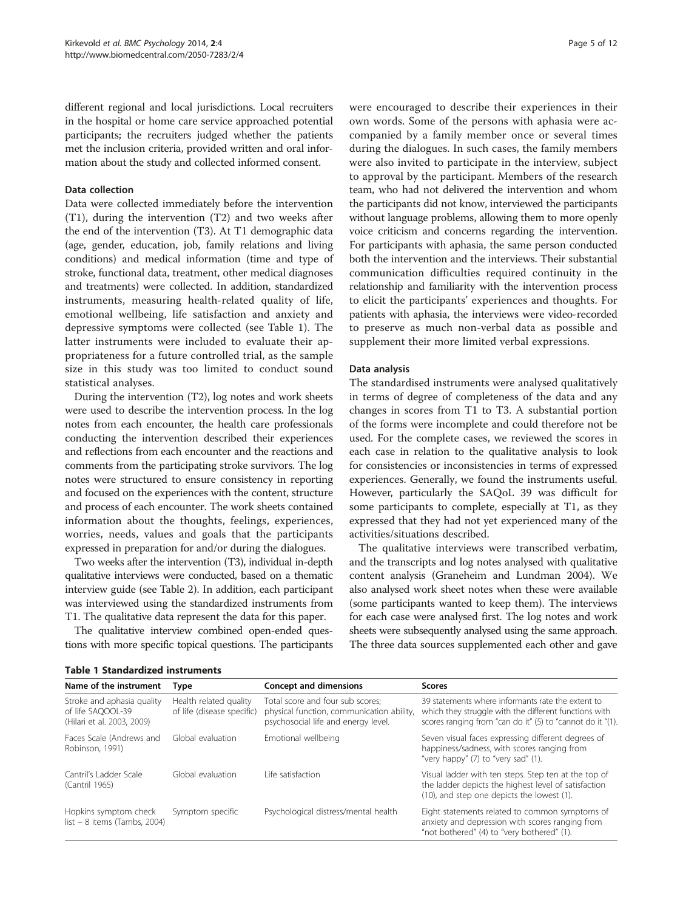different regional and local jurisdictions. Local recruiters in the hospital or home care service approached potential participants; the recruiters judged whether the patients met the inclusion criteria, provided written and oral information about the study and collected informed consent.

### Data collection

Data were collected immediately before the intervention (T1), during the intervention (T2) and two weeks after the end of the intervention (T3). At T1 demographic data (age, gender, education, job, family relations and living conditions) and medical information (time and type of stroke, functional data, treatment, other medical diagnoses and treatments) were collected. In addition, standardized instruments, measuring health-related quality of life, emotional wellbeing, life satisfaction and anxiety and depressive symptoms were collected (see Table 1). The latter instruments were included to evaluate their appropriateness for a future controlled trial, as the sample size in this study was too limited to conduct sound statistical analyses.

During the intervention (T2), log notes and work sheets were used to describe the intervention process. In the log notes from each encounter, the health care professionals conducting the intervention described their experiences and reflections from each encounter and the reactions and comments from the participating stroke survivors. The log notes were structured to ensure consistency in reporting and focused on the experiences with the content, structure and process of each encounter. The work sheets contained information about the thoughts, feelings, experiences, worries, needs, values and goals that the participants expressed in preparation for and/or during the dialogues.

Two weeks after the intervention (T3), individual in-depth qualitative interviews were conducted, based on a thematic interview guide (see Table 2). In addition, each participant was interviewed using the standardized instruments from T1. The qualitative data represent the data for this paper.

The qualitative interview combined open-ended questions with more specific topical questions. The participants were encouraged to describe their experiences in their own words. Some of the persons with aphasia were accompanied by a family member once or several times during the dialogues. In such cases, the family members were also invited to participate in the interview, subject to approval by the participant. Members of the research team, who had not delivered the intervention and whom the participants did not know, interviewed the participants without language problems, allowing them to more openly voice criticism and concerns regarding the intervention. For participants with aphasia, the same person conducted both the intervention and the interviews. Their substantial communication difficulties required continuity in the relationship and familiarity with the intervention process to elicit the participants' experiences and thoughts. For patients with aphasia, the interviews were video-recorded to preserve as much non-verbal data as possible and supplement their more limited verbal expressions.

### Data analysis

The standardised instruments were analysed qualitatively in terms of degree of completeness of the data and any changes in scores from T1 to T3. A substantial portion of the forms were incomplete and could therefore not be used. For the complete cases, we reviewed the scores in each case in relation to the qualitative analysis to look for consistencies or inconsistencies in terms of expressed experiences. Generally, we found the instruments useful. However, particularly the SAQoL 39 was difficult for some participants to complete, especially at T1, as they expressed that they had not yet experienced many of the activities/situations described.

The qualitative interviews were transcribed verbatim, and the transcripts and log notes analysed with qualitative content analysis (Graneheim and Lundman 2004). We also analysed work sheet notes when these were available (some participants wanted to keep them). The interviews for each case were analysed first. The log notes and work sheets were subsequently analysed using the same approach. The three data sources supplemented each other and gave

**Table 1 Standardized instruments**

| Name of the instrument | Type | Concept and dimensions | Scores |
|---|---|---|---|
| Stroke and aphasia quality of life SAQOOL-39 (Hilari et al. 2003, 2009) | Health related quality of life (disease specific) | Total score and four sub scores; physical function, communication ability, psychosocial life and energy level. | 39 statements where informants rate the extent to which they struggle with the different functions with scores ranging from "can do it" (5) to "cannot do it "(1). |
| Faces Scale (Andrews and Robinson, 1991) | Global evaluation | Emotional wellbeing | Seven visual faces expressing different degrees of happiness/sadness, with scores ranging from "very happy" (7) to "very sad" (1). |
| Cantril's Ladder Scale (Cantril 1965) | Global evaluation | Life satisfaction | Visual ladder with ten steps. Step ten at the top of the ladder depicts the highest level of satisfaction (10), and step one depicts the lowest (1). |
| Hopkins symptom check list – 8 items (Tambs, 2004) | Symptom specific | Psychological distress/mental health | Eight statements related to common symptoms of anxiety and depression with scores ranging from "not bothered" (4) to "very bothered" (1). |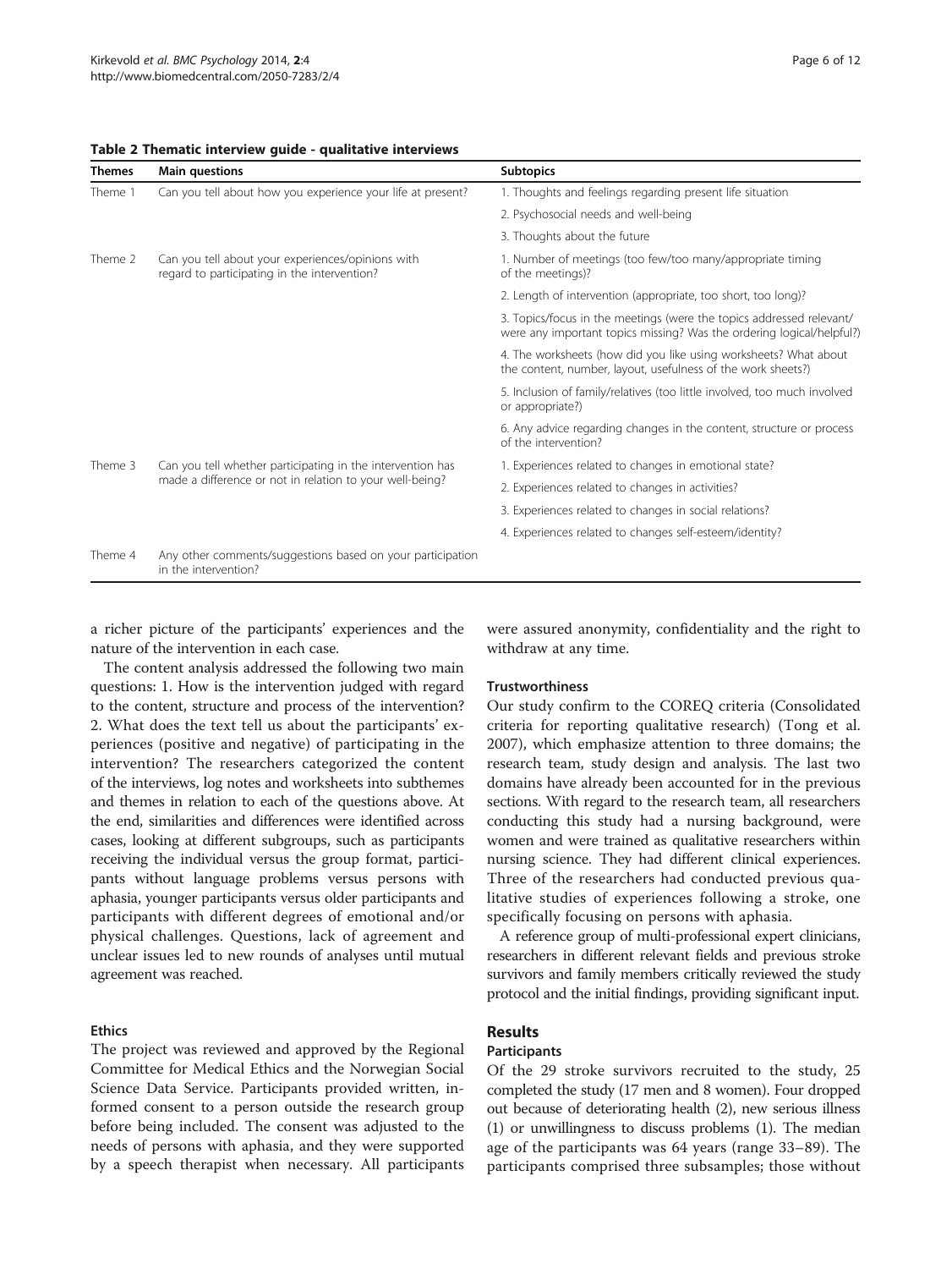**Table 2 Thematic interview guide - qualitative interviews**

| Themes | Main questions | Subtopics |
| --- | --- | --- |
| Theme 1 | Can you tell about how you experience your life at present? | 1. Thoughts and feelings regarding present life situation |
| | | 2. Psychosocial needs and well-being |
| | | 3. Thoughts about the future |
| Theme 2 | Can you tell about your experiences/opinions with regard to participating in the intervention? | 1. Number of meetings (too few/too many/appropriate timing of the meetings)? |
| | | 2. Length of intervention (appropriate, too short, too long)? |
| | | 3. Topics/focus in the meetings (were the topics addressed relevant/ were any important topics missing? Was the ordering logical/helpful?) |
| | | 4. The worksheets (how did you like using worksheets? What about the content, number, layout, usefulness of the work sheets?) |
| | | 5. Inclusion of family/relatives (too little involved, too much involved or appropriate?) |
| | | 6. Any advice regarding changes in the content, structure or process of the intervention? |
| Theme 3 | Can you tell whether participating in the intervention has made a difference or not in relation to your well-being? | 1. Experiences related to changes in emotional state? |
| | | 2. Experiences related to changes in activities? |
| | | 3. Experiences related to changes in social relations? |
| | | 4. Experiences related to changes self-esteem/identity? |
| Theme 4 | Any other comments/suggestions based on your participation in the intervention? | |

a richer picture of the participants' experiences and the nature of the intervention in each case.

The content analysis addressed the following two main questions: 1. How is the intervention judged with regard to the content, structure and process of the intervention? 2. What does the text tell us about the participants' experiences (positive and negative) of participating in the intervention? The researchers categorized the content of the interviews, log notes and worksheets into subthemes and themes in relation to each of the questions above. At the end, similarities and differences were identified across cases, looking at different subgroups, such as participants receiving the individual versus the group format, participants without language problems versus persons with aphasia, younger participants versus older participants and participants with different degrees of emotional and/or physical challenges. Questions, lack of agreement and unclear issues led to new rounds of analyses until mutual agreement was reached.

### Ethics

The project was reviewed and approved by the Regional Committee for Medical Ethics and the Norwegian Social Science Data Service. Participants provided written, informed consent to a person outside the research group before being included. The consent was adjusted to the needs of persons with aphasia, and they were supported by a speech therapist when necessary. All participants were assured anonymity, confidentiality and the right to withdraw at any time.

### Trustworthiness

Our study confirm to the COREQ criteria (Consolidated criteria for reporting qualitative research) (Tong et al. 2007), which emphasize attention to three domains; the research team, study design and analysis. The last two domains have already been accounted for in the previous sections. With regard to the research team, all researchers conducting this study had a nursing background, were women and were trained as qualitative researchers within nursing science. They had different clinical experiences. Three of the researchers had conducted previous qualitative studies of experiences following a stroke, one specifically focusing on persons with aphasia.

A reference group of multi-professional expert clinicians, researchers in different relevant fields and previous stroke survivors and family members critically reviewed the study protocol and the initial findings, providing significant input.

## Results

### Participants

Of the 29 stroke survivors recruited to the study, 25 completed the study (17 men and 8 women). Four dropped out because of deteriorating health (2), new serious illness (1) or unwillingness to discuss problems (1). The median age of the participants was 64 years (range 33–89). The participants comprised three subsamples; those without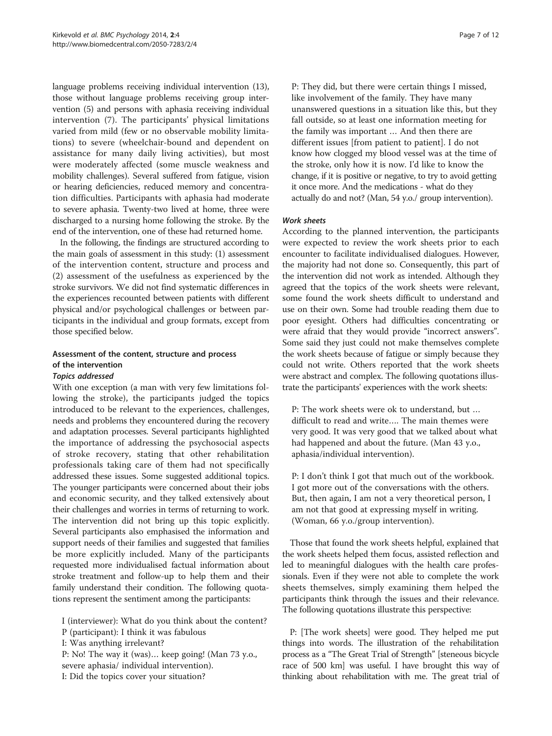language problems receiving individual intervention (13), those without language problems receiving group intervention (5) and persons with aphasia receiving individual intervention (7). The participants' physical limitations varied from mild (few or no observable mobility limitations) to severe (wheelchair-bound and dependent on assistance for many daily living activities), but most were moderately affected (some muscle weakness and mobility challenges). Several suffered from fatigue, vision or hearing deficiencies, reduced memory and concentration difficulties. Participants with aphasia had moderate to severe aphasia. Twenty-two lived at home, three were discharged to a nursing home following the stroke. By the end of the intervention, one of these had returned home.

In the following, the findings are structured according to the main goals of assessment in this study: (1) assessment of the intervention content, structure and process and (2) assessment of the usefulness as experienced by the stroke survivors. We did not find systematic differences in the experiences recounted between patients with different physical and/or psychological challenges or between participants in the individual and group formats, except from those specified below.

### Assessment of the content, structure and process of the intervention

#### *Topics addressed*

With one exception (a man with very few limitations following the stroke), the participants judged the topics introduced to be relevant to the experiences, challenges, needs and problems they encountered during the recovery and adaptation processes. Several participants highlighted the importance of addressing the psychosocial aspects of stroke recovery, stating that other rehabilitation professionals taking care of them had not specifically addressed these issues. Some suggested additional topics. The younger participants were concerned about their jobs and economic security, and they talked extensively about their challenges and worries in terms of returning to work. The intervention did not bring up this topic explicitly. Several participants also emphasised the information and support needs of their families and suggested that families be more explicitly included. Many of the participants requested more individualised factual information about stroke treatment and follow-up to help them and their family understand their condition. The following quotations represent the sentiment among the participants:

> I (interviewer): What do you think about the content?
> P (participant): I think it was fabulous
> I: Was anything irrelevant?
> P: No! The way it (was)… keep going! (Man 73 y.o., severe aphasia/ individual intervention).
> I: Did the topics cover your situation?
> P: They did, but there were certain things I missed, like involvement of the family. They have many unanswered questions in a situation like this, but they fall outside, so at least one information meeting for the family was important … And then there are different issues [from patient to patient]. I do not know how clogged my blood vessel was at the time of the stroke, only how it is now. I'd like to know the change, if it is positive or negative, to try to avoid getting it once more. And the medications - what do they actually do and not? (Man, 54 y.o./ group intervention).

#### *Work sheets*

According to the planned intervention, the participants were expected to review the work sheets prior to each encounter to facilitate individualised dialogues. However, the majority had not done so. Consequently, this part of the intervention did not work as intended. Although they agreed that the topics of the work sheets were relevant, some found the work sheets difficult to understand and use on their own. Some had trouble reading them due to poor eyesight. Others had difficulties concentrating or were afraid that they would provide "incorrect answers". Some said they just could not make themselves complete the work sheets because of fatigue or simply because they could not write. Others reported that the work sheets were abstract and complex. The following quotations illustrate the participants' experiences with the work sheets:

> P: The work sheets were ok to understand, but … difficult to read and write…. The main themes were very good. It was very good that we talked about what had happened and about the future. (Man 43 y.o., aphasia/individual intervention).

> P: I don't think I got that much out of the workbook. I got more out of the conversations with the others. But, then again, I am not a very theoretical person, I am not that good at expressing myself in writing. (Woman, 66 y.o./group intervention).

Those that found the work sheets helpful, explained that the work sheets helped them focus, assisted reflection and led to meaningful dialogues with the health care professionals. Even if they were not able to complete the work sheets themselves, simply examining them helped the participants think through the issues and their relevance. The following quotations illustrate this perspective:

> P: [The work sheets] were good. They helped me put things into words. The illustration of the rehabilitation process as a "The Great Trial of Strength" [steneous bicycle race of 500 km] was useful. I have brought this way of thinking about rehabilitation with me. The great trial of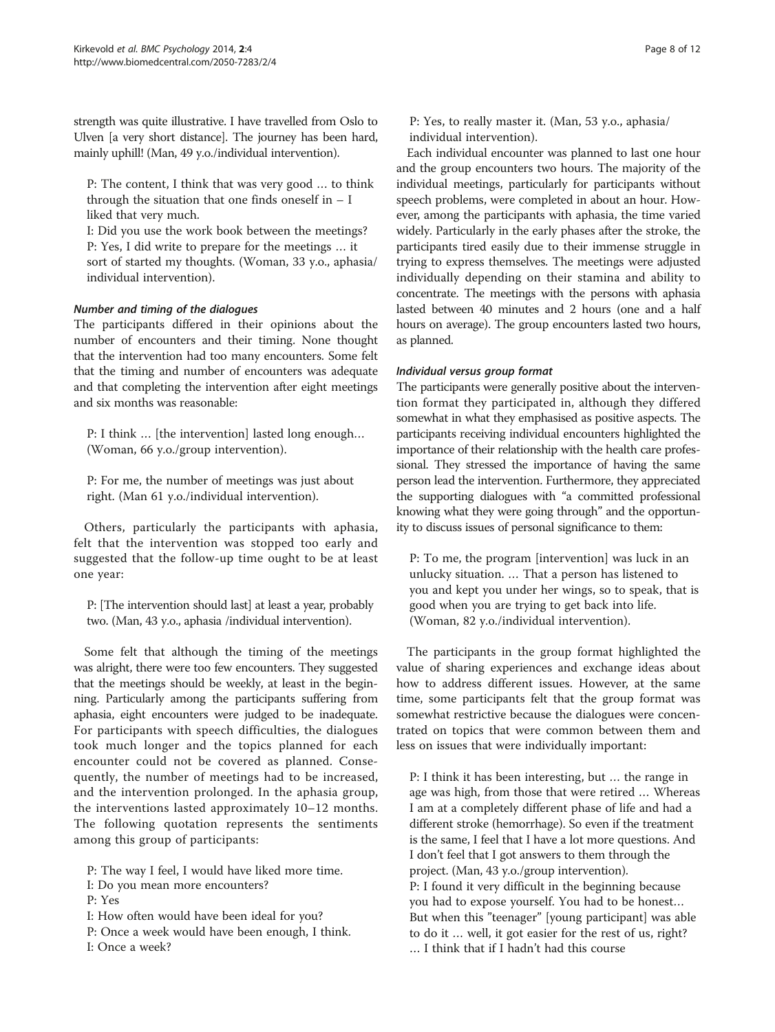strength was quite illustrative. I have travelled from Oslo to Ulven [a very short distance]. The journey has been hard, mainly uphill! (Man, 49 y.o./individual intervention).

P: The content, I think that was very good … to think through the situation that one finds oneself in – I liked that very much.
I: Did you use the work book between the meetings?
P: Yes, I did write to prepare for the meetings … it sort of started my thoughts. (Woman, 33 y.o., aphasia/individual intervention).

#### *Number and timing of the dialogues*

The participants differed in their opinions about the number of encounters and their timing. None thought that the intervention had too many encounters. Some felt that the timing and number of encounters was adequate and that completing the intervention after eight meetings and six months was reasonable:

P: I think … [the intervention] lasted long enough… (Woman, 66 y.o./group intervention).

P: For me, the number of meetings was just about right. (Man 61 y.o./individual intervention).

Others, particularly the participants with aphasia, felt that the intervention was stopped too early and suggested that the follow-up time ought to be at least one year:

P: [The intervention should last] at least a year, probably two. (Man, 43 y.o., aphasia /individual intervention).

Some felt that although the timing of the meetings was alright, there were too few encounters. They suggested that the meetings should be weekly, at least in the beginning. Particularly among the participants suffering from aphasia, eight encounters were judged to be inadequate. For participants with speech difficulties, the dialogues took much longer and the topics planned for each encounter could not be covered as planned. Consequently, the number of meetings had to be increased, and the intervention prolonged. In the aphasia group, the interventions lasted approximately 10–12 months. The following quotation represents the sentiments among this group of participants:

P: The way I feel, I would have liked more time.
I: Do you mean more encounters?
P: Yes
I: How often would have been ideal for you?
P: Once a week would have been enough, I think.
I: Once a week?
P: Yes, to really master it. (Man, 53 y.o., aphasia/individual intervention).

Each individual encounter was planned to last one hour and the group encounters two hours. The majority of the individual meetings, particularly for participants without speech problems, were completed in about an hour. However, among the participants with aphasia, the time varied widely. Particularly in the early phases after the stroke, the participants tired easily due to their immense struggle in trying to express themselves. The meetings were adjusted individually depending on their stamina and ability to concentrate. The meetings with the persons with aphasia lasted between 40 minutes and 2 hours (one and a half hours on average). The group encounters lasted two hours, as planned.

#### *Individual versus group format*

The participants were generally positive about the intervention format they participated in, although they differed somewhat in what they emphasised as positive aspects. The participants receiving individual encounters highlighted the importance of their relationship with the health care professional. They stressed the importance of having the same person lead the intervention. Furthermore, they appreciated the supporting dialogues with "a committed professional knowing what they were going through" and the opportunity to discuss issues of personal significance to them:

P: To me, the program [intervention] was luck in an unlucky situation. … That a person has listened to you and kept you under her wings, so to speak, that is good when you are trying to get back into life. (Woman, 82 y.o./individual intervention).

The participants in the group format highlighted the value of sharing experiences and exchange ideas about how to address different issues. However, at the same time, some participants felt that the group format was somewhat restrictive because the dialogues were concentrated on topics that were common between them and less on issues that were individually important:

P: I think it has been interesting, but … the range in age was high, from those that were retired … Whereas I am at a completely different phase of life and had a different stroke (hemorrhage). So even if the treatment is the same, I feel that I have a lot more questions. And I don't feel that I got answers to them through the project. (Man, 43 y.o./group intervention).
P: I found it very difficult in the beginning because you had to expose yourself. You had to be honest… But when this "teenager" [young participant] was able to do it … well, it got easier for the rest of us, right? … I think that if I hadn't had this course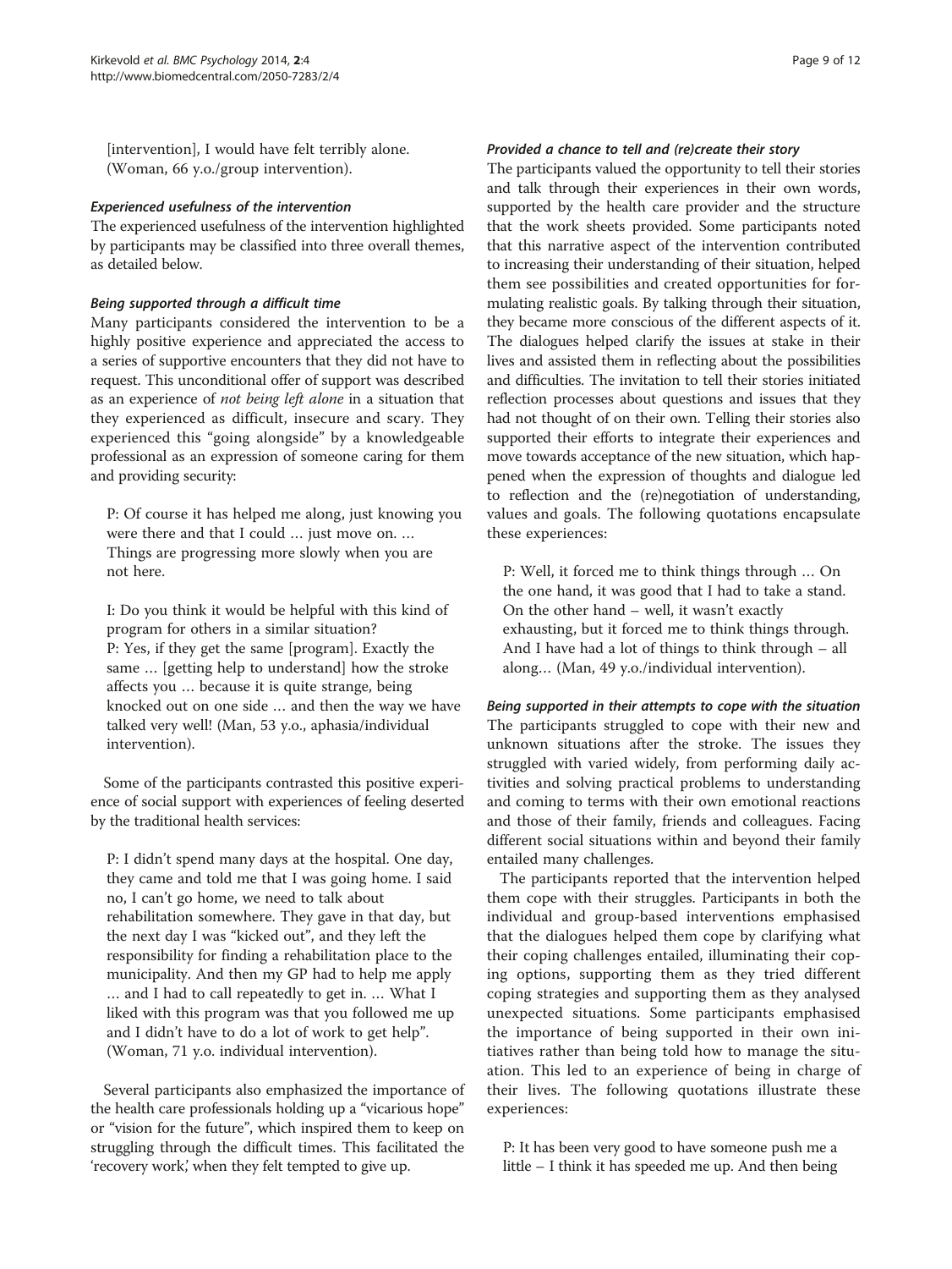[intervention], I would have felt terribly alone. (Woman, 66 y.o./group intervention).

#### *Experienced usefulness of the intervention*

The experienced usefulness of the intervention highlighted by participants may be classified into three overall themes, as detailed below.

#### *Being supported through a difficult time*

Many participants considered the intervention to be a highly positive experience and appreciated the access to a series of supportive encounters that they did not have to request. This unconditional offer of support was described as an experience of *not being left alone* in a situation that they experienced as difficult, insecure and scary. They experienced this "going alongside" by a knowledgeable professional as an expression of someone caring for them and providing security:

> P: Of course it has helped me along, just knowing you were there and that I could … just move on. … Things are progressing more slowly when you are not here.
>
> I: Do you think it would be helpful with this kind of program for others in a similar situation?
> P: Yes, if they get the same [program]. Exactly the same … [getting help to understand] how the stroke affects you … because it is quite strange, being knocked out on one side … and then the way we have talked very well! (Man, 53 y.o., aphasia/individual intervention).

Some of the participants contrasted this positive experience of social support with experiences of feeling deserted by the traditional health services:

> P: I didn't spend many days at the hospital. One day, they came and told me that I was going home. I said no, I can't go home, we need to talk about rehabilitation somewhere. They gave in that day, but the next day I was "kicked out", and they left the responsibility for finding a rehabilitation place to the municipality. And then my GP had to help me apply … and I had to call repeatedly to get in. … What I liked with this program was that you followed me up and I didn't have to do a lot of work to get help". (Woman, 71 y.o. individual intervention).

Several participants also emphasized the importance of the health care professionals holding up a "vicarious hope" or "vision for the future", which inspired them to keep on struggling through the difficult times. This facilitated the 'recovery work,' when they felt tempted to give up.

#### *Provided a chance to tell and (re)create their story*

The participants valued the opportunity to tell their stories and talk through their experiences in their own words, supported by the health care provider and the structure that the work sheets provided. Some participants noted that this narrative aspect of the intervention contributed to increasing their understanding of their situation, helped them see possibilities and created opportunities for formulating realistic goals. By talking through their situation, they became more conscious of the different aspects of it. The dialogues helped clarify the issues at stake in their lives and assisted them in reflecting about the possibilities and difficulties. The invitation to tell their stories initiated reflection processes about questions and issues that they had not thought of on their own. Telling their stories also supported their efforts to integrate their experiences and move towards acceptance of the new situation, which happened when the expression of thoughts and dialogue led to reflection and the (re)negotiation of understanding, values and goals. The following quotations encapsulate these experiences:

> P: Well, it forced me to think things through … On the one hand, it was good that I had to take a stand. On the other hand – well, it wasn't exactly exhausting, but it forced me to think things through. And I have had a lot of things to think through – all along… (Man, 49 y.o./individual intervention).

#### *Being supported in their attempts to cope with the situation*

The participants struggled to cope with their new and unknown situations after the stroke. The issues they struggled with varied widely, from performing daily activities and solving practical problems to understanding and coming to terms with their own emotional reactions and those of their family, friends and colleagues. Facing different social situations within and beyond their family entailed many challenges.

The participants reported that the intervention helped them cope with their struggles. Participants in both the individual and group-based interventions emphasised that the dialogues helped them cope by clarifying what their coping challenges entailed, illuminating their coping options, supporting them as they tried different coping strategies and supporting them as they analysed unexpected situations. Some participants emphasised the importance of being supported in their own initiatives rather than being told how to manage the situation. This led to an experience of being in charge of their lives. The following quotations illustrate these experiences:

> P: It has been very good to have someone push me a little – I think it has speeded me up. And then being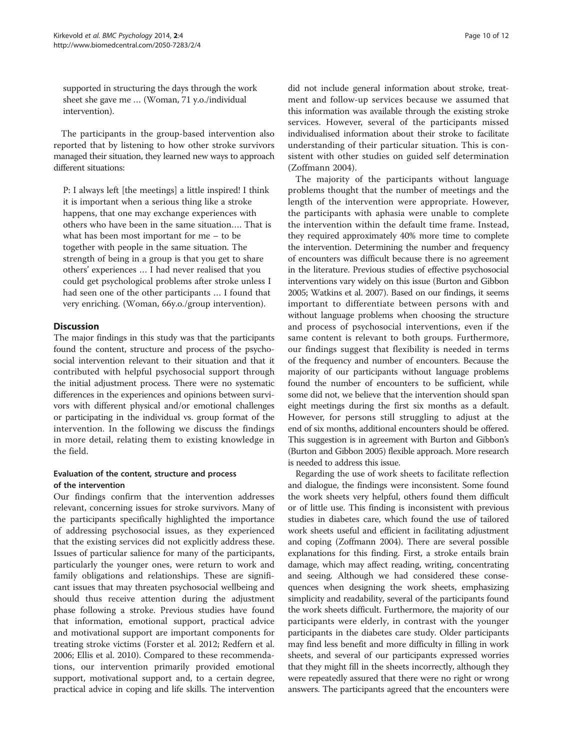supported in structuring the days through the work sheet she gave me … (Woman, 71 y.o./individual intervention).

The participants in the group-based intervention also reported that by listening to how other stroke survivors managed their situation, they learned new ways to approach different situations:

P: I always left [the meetings] a little inspired! I think it is important when a serious thing like a stroke happens, that one may exchange experiences with others who have been in the same situation…. That is what has been most important for me – to be together with people in the same situation. The strength of being in a group is that you get to share others' experiences … I had never realised that you could get psychological problems after stroke unless I had seen one of the other participants … I found that very enriching. (Woman, 66y.o./group intervention).

## Discussion

The major findings in this study was that the participants found the content, structure and process of the psychosocial intervention relevant to their situation and that it contributed with helpful psychosocial support through the initial adjustment process. There were no systematic differences in the experiences and opinions between survivors with different physical and/or emotional challenges or participating in the individual vs. group format of the intervention. In the following we discuss the findings in more detail, relating them to existing knowledge in the field.

### Evaluation of the content, structure and process of the intervention

Our findings confirm that the intervention addresses relevant, concerning issues for stroke survivors. Many of the participants specifically highlighted the importance of addressing psychosocial issues, as they experienced that the existing services did not explicitly address these. Issues of particular salience for many of the participants, particularly the younger ones, were return to work and family obligations and relationships. These are significant issues that may threaten psychosocial wellbeing and should thus receive attention during the adjustment phase following a stroke. Previous studies have found that information, emotional support, practical advice and motivational support are important components for treating stroke victims (Forster et al. 2012; Redfern et al. 2006; Ellis et al. 2010). Compared to these recommendations, our intervention primarily provided emotional support, motivational support and, to a certain degree, practical advice in coping and life skills. The intervention did not include general information about stroke, treatment and follow-up services because we assumed that this information was available through the existing stroke services. However, several of the participants missed individualised information about their stroke to facilitate understanding of their particular situation. This is consistent with other studies on guided self determination (Zoffmann 2004).

The majority of the participants without language problems thought that the number of meetings and the length of the intervention were appropriate. However, the participants with aphasia were unable to complete the intervention within the default time frame. Instead, they required approximately 40% more time to complete the intervention. Determining the number and frequency of encounters was difficult because there is no agreement in the literature. Previous studies of effective psychosocial interventions vary widely on this issue (Burton and Gibbon 2005; Watkins et al. 2007). Based on our findings, it seems important to differentiate between persons with and without language problems when choosing the structure and process of psychosocial interventions, even if the same content is relevant to both groups. Furthermore, our findings suggest that flexibility is needed in terms of the frequency and number of encounters. Because the majority of our participants without language problems found the number of encounters to be sufficient, while some did not, we believe that the intervention should span eight meetings during the first six months as a default. However, for persons still struggling to adjust at the end of six months, additional encounters should be offered. This suggestion is in agreement with Burton and Gibbon's (Burton and Gibbon 2005) flexible approach. More research is needed to address this issue.

Regarding the use of work sheets to facilitate reflection and dialogue, the findings were inconsistent. Some found the work sheets very helpful, others found them difficult or of little use. This finding is inconsistent with previous studies in diabetes care, which found the use of tailored work sheets useful and efficient in facilitating adjustment and coping (Zoffmann 2004). There are several possible explanations for this finding. First, a stroke entails brain damage, which may affect reading, writing, concentrating and seeing. Although we had considered these consequences when designing the work sheets, emphasizing simplicity and readability, several of the participants found the work sheets difficult. Furthermore, the majority of our participants were elderly, in contrast with the younger participants in the diabetes care study. Older participants may find less benefit and more difficulty in filling in work sheets, and several of our participants expressed worries that they might fill in the sheets incorrectly, although they were repeatedly assured that there were no right or wrong answers. The participants agreed that the encounters were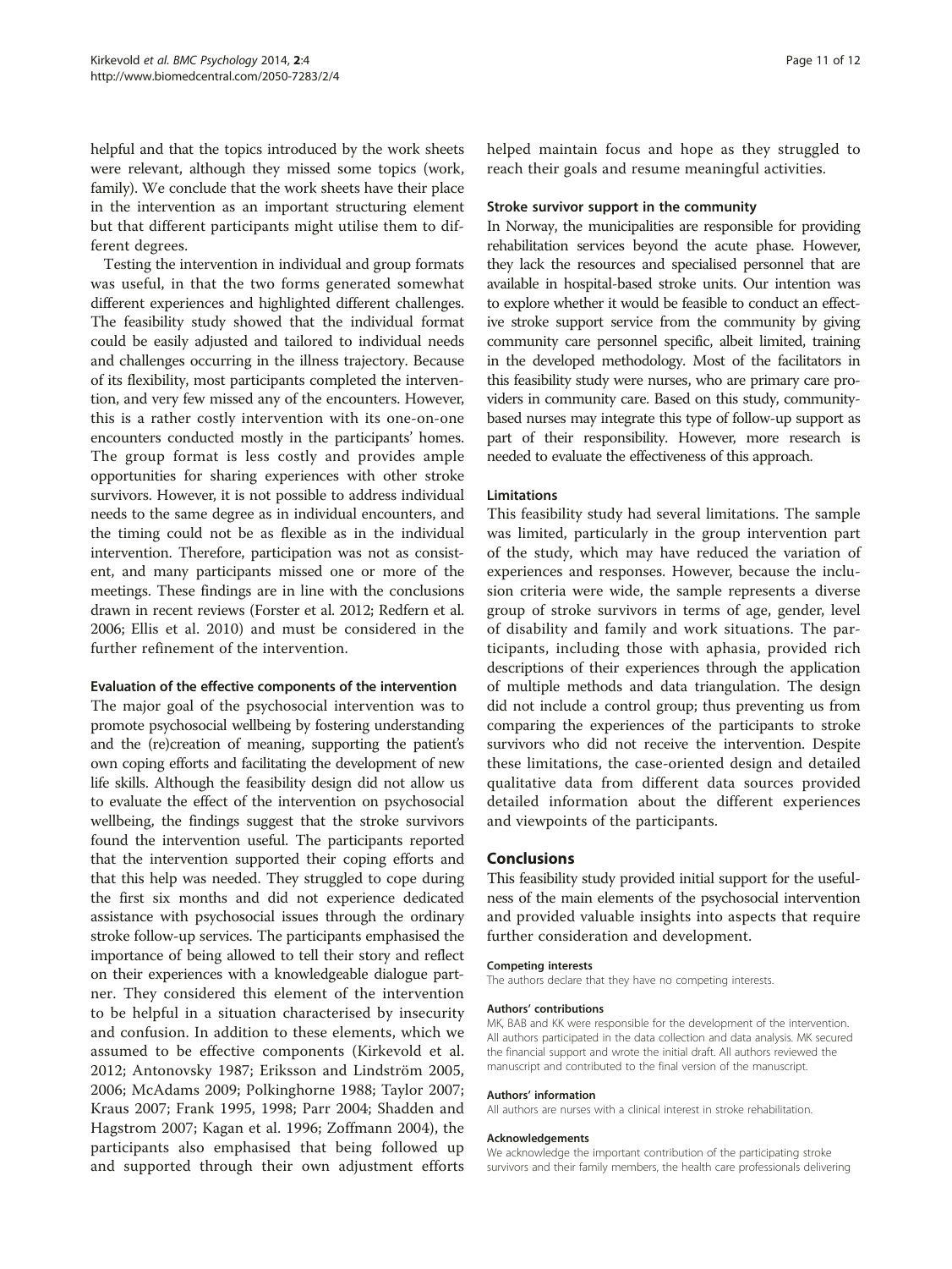helpful and that the topics introduced by the work sheets were relevant, although they missed some topics (work, family). We conclude that the work sheets have their place in the intervention as an important structuring element but that different participants might utilise them to different degrees.

Testing the intervention in individual and group formats was useful, in that the two forms generated somewhat different experiences and highlighted different challenges. The feasibility study showed that the individual format could be easily adjusted and tailored to individual needs and challenges occurring in the illness trajectory. Because of its flexibility, most participants completed the intervention, and very few missed any of the encounters. However, this is a rather costly intervention with its one-on-one encounters conducted mostly in the participants' homes. The group format is less costly and provides ample opportunities for sharing experiences with other stroke survivors. However, it is not possible to address individual needs to the same degree as in individual encounters, and the timing could not be as flexible as in the individual intervention. Therefore, participation was not as consistent, and many participants missed one or more of the meetings. These findings are in line with the conclusions drawn in recent reviews (Forster et al. 2012; Redfern et al. 2006; Ellis et al. 2010) and must be considered in the further refinement of the intervention.

### Evaluation of the effective components of the intervention

The major goal of the psychosocial intervention was to promote psychosocial wellbeing by fostering understanding and the (re)creation of meaning, supporting the patient's own coping efforts and facilitating the development of new life skills. Although the feasibility design did not allow us to evaluate the effect of the intervention on psychosocial wellbeing, the findings suggest that the stroke survivors found the intervention useful. The participants reported that the intervention supported their coping efforts and that this help was needed. They struggled to cope during the first six months and did not experience dedicated assistance with psychosocial issues through the ordinary stroke follow-up services. The participants emphasised the importance of being allowed to tell their story and reflect on their experiences with a knowledgeable dialogue partner. They considered this element of the intervention to be helpful in a situation characterised by insecurity and confusion. In addition to these elements, which we assumed to be effective components (Kirkevold et al. 2012; Antonovsky 1987; Eriksson and Lindström 2005, 2006; McAdams 2009; Polkinghorne 1988; Taylor 2007; Kraus 2007; Frank 1995, 1998; Parr 2004; Shadden and Hagstrom 2007; Kagan et al. 1996; Zoffmann 2004), the participants also emphasised that being followed up and supported through their own adjustment efforts helped maintain focus and hope as they struggled to reach their goals and resume meaningful activities.

### Stroke survivor support in the community

In Norway, the municipalities are responsible for providing rehabilitation services beyond the acute phase. However, they lack the resources and specialised personnel that are available in hospital-based stroke units. Our intention was to explore whether it would be feasible to conduct an effective stroke support service from the community by giving community care personnel specific, albeit limited, training in the developed methodology. Most of the facilitators in this feasibility study were nurses, who are primary care providers in community care. Based on this study, community-based nurses may integrate this type of follow-up support as part of their responsibility. However, more research is needed to evaluate the effectiveness of this approach.

### Limitations

This feasibility study had several limitations. The sample was limited, particularly in the group intervention part of the study, which may have reduced the variation of experiences and responses. However, because the inclusion criteria were wide, the sample represents a diverse group of stroke survivors in terms of age, gender, level of disability and family and work situations. The participants, including those with aphasia, provided rich descriptions of their experiences through the application of multiple methods and data triangulation. The design did not include a control group; thus preventing us from comparing the experiences of the participants to stroke survivors who did not receive the intervention. Despite these limitations, the case-oriented design and detailed qualitative data from different data sources provided detailed information about the different experiences and viewpoints of the participants.

## Conclusions

This feasibility study provided initial support for the usefulness of the main elements of the psychosocial intervention and provided valuable insights into aspects that require further consideration and development.

#### Competing interests

The authors declare that they have no competing interests.

#### Authors' contributions

MK, BAB and KK were responsible for the development of the intervention. All authors participated in the data collection and data analysis. MK secured the financial support and wrote the initial draft. All authors reviewed the manuscript and contributed to the final version of the manuscript.

#### Authors' information

All authors are nurses with a clinical interest in stroke rehabilitation.

#### Acknowledgements

We acknowledge the important contribution of the participating stroke survivors and their family members, the health care professionals delivering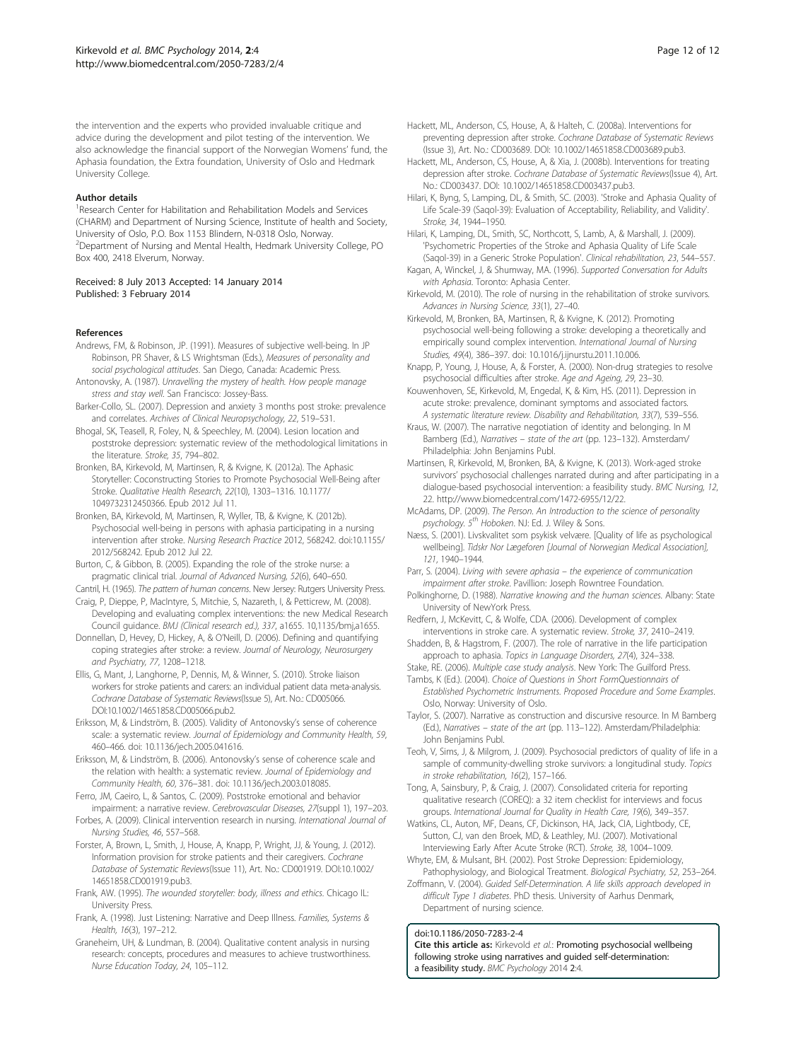the intervention and the experts who provided invaluable critique and advice during the development and pilot testing of the intervention. We also acknowledge the financial support of the Norwegian Womens' fund, the Aphasia foundation, the Extra foundation, University of Oslo and Hedmark University College.

#### Author details

[1]Research Center for Habilitation and Rehabilitation Models and Services (CHARM) and Department of Nursing Science, Institute of health and Society, University of Oslo, P.O. Box 1153 Blindern, N-0318 Oslo, Norway. [2]Department of Nursing and Mental Health, Hedmark University College, PO Box 400, 2418 Elverum, Norway.

Received: 8 July 2013 Accepted: 14 January 2014
Published: 3 February 2014

#### References

Andrews, FM, & Robinson, JP. (1991). Measures of subjective well-being. In JP Robinson, PR Shaver, & LS Wrightsman (Eds.), *Measures of personality and social psychological attitudes*. San Diego, Canada: Academic Press.

Antonovsky, A. (1987). *Unravelling the mystery of health. How people manage stress and stay well*. San Francisco: Jossey-Bass.

Barker-Collo, SL. (2007). Depression and anxiety 3 months post stroke: prevalence and correlates. *Archives of Clinical Neuropsychology, 22*, 519–531.

Bhogal, SK, Teasell, R, Foley, N, & Speechley, M. (2004). Lesion location and poststroke depression: systematic review of the methodological limitations in the literature. *Stroke, 35*, 794–802.

Bronken, BA, Kirkevold, M, Martinsen, R, & Kvigne, K. (2012a). The Aphasic Storyteller: Coconstructing Stories to Promote Psychosocial Well-Being after Stroke. *Qualitative Health Research, 22*(10), 1303–1316. 10.1177/1049732312450366. Epub 2012 Jul 11.

Bronken, BA, Kirkevold, M, Martinsen, R, Wyller, TB, & Kvigne, K. (2012b). Psychosocial well-being in persons with aphasia participating in a nursing intervention after stroke. *Nursing Research Practice* 2012, 568242. doi:10.1155/2012/568242. Epub 2012 Jul 22.

Burton, C, & Gibbon, B. (2005). Expanding the role of the stroke nurse: a pragmatic clinical trial. *Journal of Advanced Nursing, 52*(6), 640–650.

Cantril, H. (1965). *The pattern of human concerns*. New Jersey: Rutgers University Press.

Craig, P, Dieppe, P, MacIntyre, S, Mitchie, S, Nazareth, I, & Petticrew, M. (2008). Developing and evaluating complex interventions: the new Medical Research Council guidance. *BMJ (Clinical research ed.), 337*, a1655. 10,1135/bmj,a1655.

Donnellan, D, Hevey, D, Hickey, A, & O'Neill, D. (2006). Defining and quantifying coping strategies after stroke: a review. *Journal of Neurology, Neurosurgery and Psychiatry, 77*, 1208–1218.

Ellis, G, Mant, J, Langhorne, P, Dennis, M, & Winner, S. (2010). Stroke liaison workers for stroke patients and carers: an individual patient data meta-analysis. *Cochrane Database of Systematic Reviews*(Issue 5), Art. No.: CD005066. DOI:10.1002/14651858.CD005066.pub2.

Eriksson, M, & Lindström, B. (2005). Validity of Antonovsky's sense of coherence scale: a systematic review. *Journal of Epidemiology and Community Health, 59*, 460–466. doi: 10.1136/jech.2005.041616.

Eriksson, M, & Lindström, B. (2006). Antonovsky's sense of coherence scale and the relation with health: a systematic review. *Journal of Epidemiology and Community Health, 60*, 376–381. doi: 10.1136/jech.2003.018085.

Ferro, JM, Caeiro, L, & Santos, C. (2009). Poststroke emotional and behavior impairment: a narrative review. *Cerebrovascular Diseases, 27*(suppl 1), 197–203.

Forbes, A. (2009). Clinical intervention research in nursing. *International Journal of Nursing Studies, 46*, 557–568.

Forster, A, Brown, L, Smith, J, House, A, Knapp, P, Wright, JJ, & Young, J. (2012). Information provision for stroke patients and their caregivers. *Cochrane Database of Systematic Reviews*(Issue 11), Art. No.: CD001919. DOI:10.1002/14651858.CD001919.pub3.

Frank, AW. (1995). *The wounded storyteller: body, illness and ethics*. Chicago IL: University Press.

Frank, A. (1998). Just Listening: Narrative and Deep Illness. *Families, Systems & Health, 16*(3), 197–212.

Graneheim, UH, & Lundman, B. (2004). Qualitative content analysis in nursing research: concepts, procedures and measures to achieve trustworthiness. *Nurse Education Today, 24*, 105–112.

Hackett, ML, Anderson, CS, House, A, & Halteh, C. (2008a). Interventions for preventing depression after stroke. *Cochrane Database of Systematic Reviews* (Issue 3), Art. No.: CD003689. DOI: 10.1002/14651858.CD003689.pub3.

Hackett, ML, Anderson, CS, House, A, & Xia, J. (2008b). Interventions for treating depression after stroke. *Cochrane Database of Systematic Reviews*(Issue 4), Art. No.: CD003437. DOI: 10.1002/14651858.CD003437.pub3.

Hilari, K, Byng, S, Lamping, DL, & Smith, SC. (2003). 'Stroke and Aphasia Quality of Life Scale-39 (Saqol-39): Evaluation of Acceptability, Reliability, and Validity'. *Stroke, 34*, 1944–1950.

Hilari, K, Lamping, DL, Smith, SC, Northcott, S, Lamb, A, & Marshall, J. (2009). 'Psychometric Properties of the Stroke and Aphasia Quality of Life Scale (Saqol-39) in a Generic Stroke Population'. *Clinical rehabilitation, 23*, 544–557.

Kagan, A, Winckel, J, & Shumway, MA. (1996). *Supported Conversation for Adults with Aphasia*. Toronto: Aphasia Center.

Kirkevold, M. (2010). The role of nursing in the rehabilitation of stroke survivors. *Advances in Nursing Science, 33*(1), 27–40.

Kirkevold, M, Bronken, BA, Martinsen, R, & Kvigne, K. (2012). Promoting psychosocial well-being following a stroke: developing a theoretically and empirically sound complex intervention. *International Journal of Nursing Studies, 49*(4), 386–397. doi: 10.1016/j.ijnurstu.2011.10.006.

Knapp, P, Young, J, House, A, & Forster, A. (2000). Non-drug strategies to resolve psychosocial difficulties after stroke. *Age and Ageing, 29*, 23–30.

Kouwenhoven, SE, Kirkevold, M, Engedal, K, & Kim, HS. (2011). Depression in acute stroke: prevalence, dominant symptoms and associated factors. *A systematic literature review. Disability and Rehabilitation, 33*(7), 539–556.

Kraus, W. (2007). The narrative negotiation of identity and belonging. In M Bamberg (Ed.), *Narratives – state of the art* (pp. 123–132). Amsterdam/Philadelphia: John Benjamins Publ.

Martinsen, R, Kirkevold, M, Bronken, BA, & Kvigne, K. (2013). Work-aged stroke survivors' psychosocial challenges narrated during and after participating in a dialogue-based psychosocial intervention: a feasibility study. *BMC Nursing, 12*, 22. http://www.biomedcentral.com/1472-6955/12/22.

McAdams, DP. (2009). *The Person. An Introduction to the science of personality psychology. 5th Hoboken*. NJ: Ed. J. Wiley & Sons.

Næss, S. (2001). Livskvalitet som psykisk velvære. [Quality of life as psychological wellbeing]. *Tidskr Nor Lægeforen [Journal of Norwegian Medical Association], 121*, 1940–1944.

Parr, S. (2004). *Living with severe aphasia – the experience of communication impairment after stroke*. Pavillion: Joseph Rowntree Foundation.

Polkinghorne, D. (1988). *Narrative knowing and the human sciences*. Albany: State University of NewYork Press.

Redfern, J, McKevitt, C, & Wolfe, CDA. (2006). Development of complex interventions in stroke care. A systematic review. *Stroke, 37*, 2410–2419.

Shadden, B, & Hagstrom, F. (2007). The role of narrative in the life participation approach to aphasia. *Topics in Language Disorders, 27*(4), 324–338.

Stake, RE. (2006). *Multiple case study analysis*. New York: The Guilford Press.

Tambs, K (Ed.). (2004). *Choice of Questions in Short FormQuestionnairs of Established Psychometric Instruments. Proposed Procedure and Some Examples*. Oslo, Norway: University of Oslo.

Taylor, S. (2007). Narrative as construction and discursive resource. In M Bamberg (Ed.), *Narratives – state of the art* (pp. 113–122). Amsterdam/Philadelphia: John Benjamins Publ.

Teoh, V, Sims, J, & Milgrom, J. (2009). Psychosocial predictors of quality of life in a sample of community-dwelling stroke survivors: a longitudinal study. *Topics in stroke rehabilitation, 16*(2), 157–166.

Tong, A, Sainsbury, P, & Craig, J. (2007). Consolidated criteria for reporting qualitative research (COREQ): a 32 item checklist for interviews and focus groups. *International Journal for Quality in Health Care, 19*(6), 349–357.

Watkins, CL, Auton, MF, Deans, CF, Dickinson, HA, Jack, CIA, Lightbody, CE, Sutton, CJ, van den Broek, MD, & Leathley, MJ. (2007). Motivational Interviewing Early After Acute Stroke (RCT). *Stroke, 38*, 1004–1009.

Whyte, EM, & Mulsant, BH. (2002). Post Stroke Depression: Epidemiology, Pathophysiology, and Biological Treatment. *Biological Psychiatry, 52*, 253–264.

Zoffmann, V. (2004). *Guided Self-Determination. A life skills approach developed in difficult Type 1 diabetes*. PhD thesis. University of Aarhus Denmark, Department of nursing science.

doi:10.1186/2050-7283-2-4

**Cite this article as:** Kirkevold *et al.*: Promoting psychosocial wellbeing following stroke using narratives and guided self-determination: a feasibility study. *BMC Psychology* 2014 **2**:4.